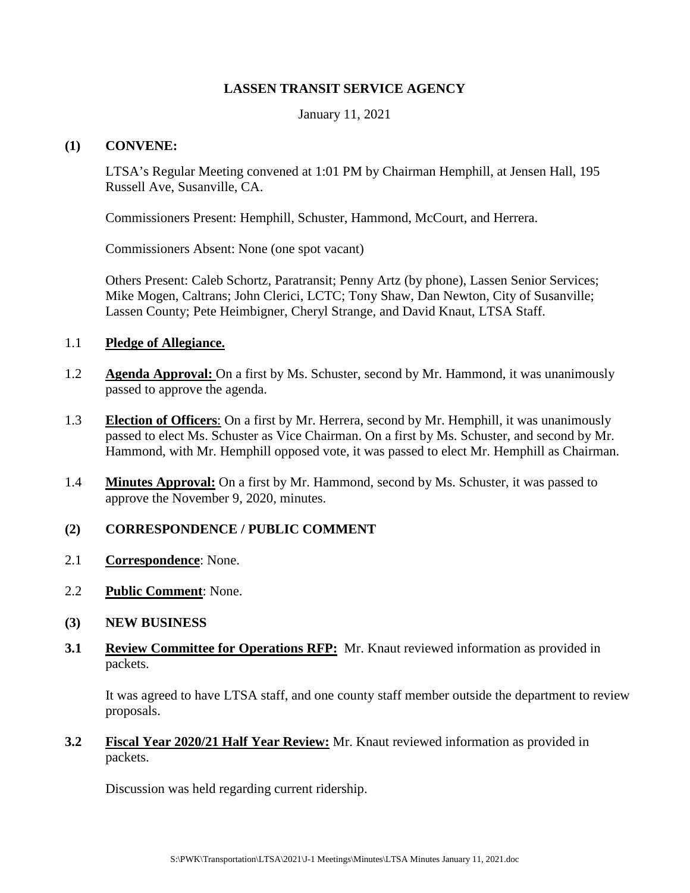**LASSEN TRANSIT SERVICE AGENCY**

January 11, 2021

**(1) CONVENE:**

LTSA's Regular Meeting convened at 1:01 PM by Chairman Hemphill, at Jensen Hall, 195 Russell Ave, Susanville, CA.

Commissioners Present: Hemphill, Schuster, Hammond, McCourt, and Herrera.

Commissioners Absent: None (one spot vacant)

Others Present: Caleb Schortz, Paratransit; Penny Artz (by phone), Lassen Senior Services; Mike Mogen, Caltrans; John Clerici, LCTC; Tony Shaw, Dan Newton, City of Susanville; Lassen County; Pete Heimbigner, Cheryl Strange, and David Knaut, LTSA Staff.

1.1 **Pledge of Allegiance.**

1.2 **Agenda Approval:** On a first by Ms. Schuster, second by Mr. Hammond, it was unanimously passed to approve the agenda.

1.3 **Election of Officers**: On a first by Mr. Herrera, second by Mr. Hemphill, it was unanimously passed to elect Ms. Schuster as Vice Chairman. On a first by Ms. Schuster, and second by Mr. Hammond, with Mr. Hemphill opposed vote, it was passed to elect Mr. Hemphill as Chairman.

1.4 **Minutes Approval:** On a first by Mr. Hammond, second by Ms. Schuster, it was passed to approve the November 9, 2020, minutes.

**(2) CORRESPONDENCE / PUBLIC COMMENT**

2.1 **Correspondence**: None.

2.2 **Public Comment**: None.

**(3) NEW BUSINESS**

**3.1 Review Committee for Operations RFP:** Mr. Knaut reviewed information as provided in packets.

It was agreed to have LTSA staff, and one county staff member outside the department to review proposals.

**3.2 Fiscal Year 2020/21 Half Year Review:** Mr. Knaut reviewed information as provided in packets.

Discussion was held regarding current ridership.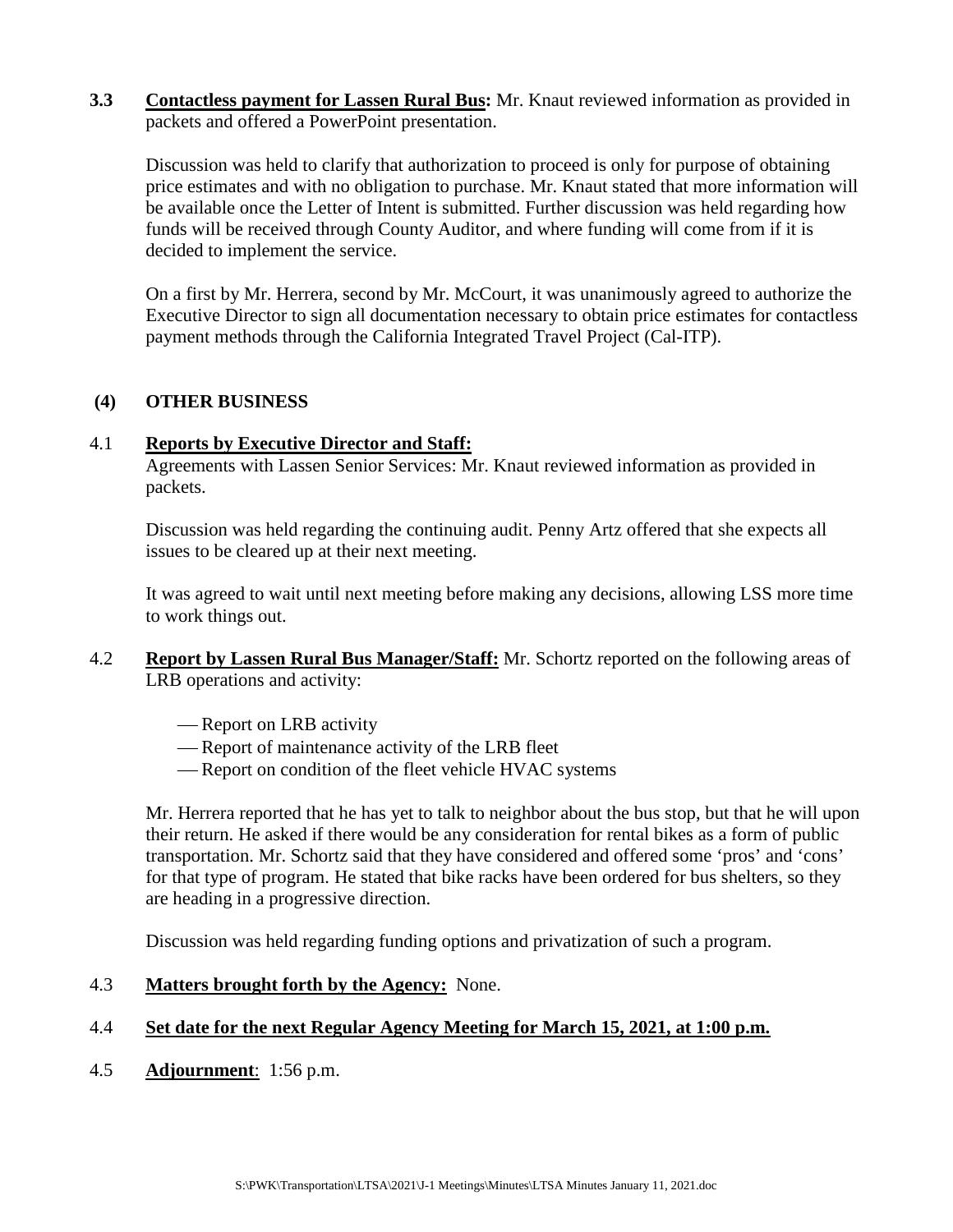**3.3 Contactless payment for Lassen Rural Bus:** Mr. Knaut reviewed information as provided in packets and offered a PowerPoint presentation.

Discussion was held to clarify that authorization to proceed is only for purpose of obtaining price estimates and with no obligation to purchase. Mr. Knaut stated that more information will be available once the Letter of Intent is submitted. Further discussion was held regarding how funds will be received through County Auditor, and where funding will come from if it is decided to implement the service.

On a first by Mr. Herrera, second by Mr. McCourt, it was unanimously agreed to authorize the Executive Director to sign all documentation necessary to obtain price estimates for contactless payment methods through the California Integrated Travel Project (Cal-ITP).

## (4) OTHER BUSINESS

4.1 **Reports by Executive Director and Staff:**
Agreements with Lassen Senior Services: Mr. Knaut reviewed information as provided in packets.

Discussion was held regarding the continuing audit. Penny Artz offered that she expects all issues to be cleared up at their next meeting.

It was agreed to wait until next meeting before making any decisions, allowing LSS more time to work things out.

4.2 **Report by Lassen Rural Bus Manager/Staff:** Mr. Schortz reported on the following areas of LRB operations and activity:

- Report on LRB activity
- Report of maintenance activity of the LRB fleet
- Report on condition of the fleet vehicle HVAC systems

Mr. Herrera reported that he has yet to talk to neighbor about the bus stop, but that he will upon their return. He asked if there would be any consideration for rental bikes as a form of public transportation. Mr. Schortz said that they have considered and offered some 'pros' and 'cons' for that type of program. He stated that bike racks have been ordered for bus shelters, so they are heading in a progressive direction.

Discussion was held regarding funding options and privatization of such a program.

4.3 **Matters brought forth by the Agency:** None.

4.4 **Set date for the next Regular Agency Meeting for March 15, 2021, at 1:00 p.m.**

4.5 **Adjournment**: 1:56 p.m.

S:\PWK\Transportation\LTSA\2021\J-1 Meetings\Minutes\LTSA Minutes January 11, 2021.doc